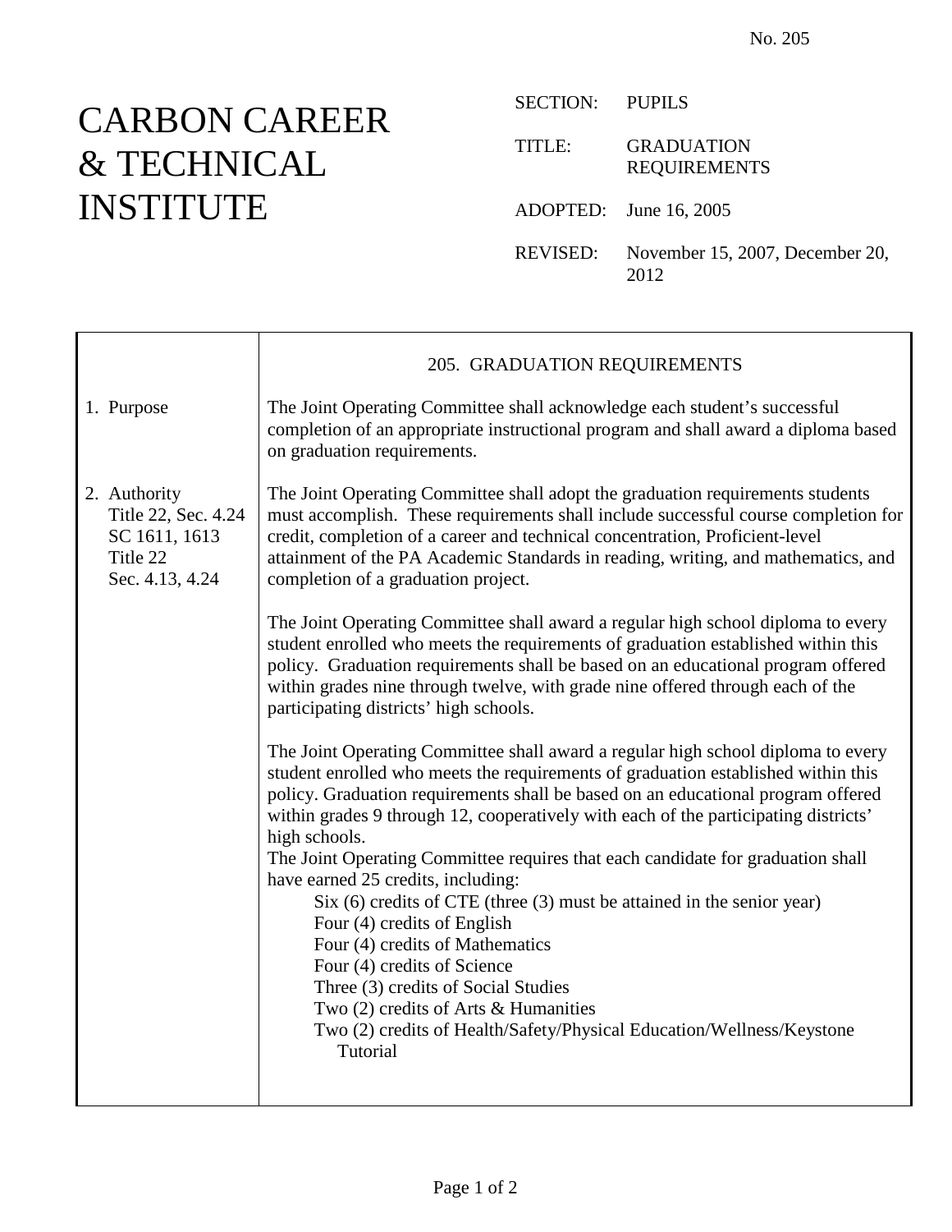No. 205

# CARBON CAREER & TECHNICAL INSTITUTE

SECTION: PUPILS

TITLE: GRADUATION REQUIREMENTS

ADOPTED: June 16, 2005

REVISED: November 15, 2007, December 20, 2012

## 205. GRADUATION REQUIREMENTS

**1. Purpose**

The Joint Operating Committee shall acknowledge each student's successful completion of an appropriate instructional program and shall award a diploma based on graduation requirements.

**2. Authority**
Title 22, Sec. 4.24
SC 1611, 1613
Title 22
Sec. 4.13, 4.24

The Joint Operating Committee shall adopt the graduation requirements students must accomplish. These requirements shall include successful course completion for credit, completion of a career and technical concentration, Proficient-level attainment of the PA Academic Standards in reading, writing, and mathematics, and completion of a graduation project.

The Joint Operating Committee shall award a regular high school diploma to every student enrolled who meets the requirements of graduation established within this policy. Graduation requirements shall be based on an educational program offered within grades nine through twelve, with grade nine offered through each of the participating districts' high schools.

The Joint Operating Committee shall award a regular high school diploma to every student enrolled who meets the requirements of graduation established within this policy. Graduation requirements shall be based on an educational program offered within grades 9 through 12, cooperatively with each of the participating districts' high schools.
The Joint Operating Committee requires that each candidate for graduation shall have earned 25 credits, including:

- Six (6) credits of CTE (three (3) must be attained in the senior year)
- Four (4) credits of English
- Four (4) credits of Mathematics
- Four (4) credits of Science
- Three (3) credits of Social Studies
- Two (2) credits of Arts & Humanities
- Two (2) credits of Health/Safety/Physical Education/Wellness/Keystone Tutorial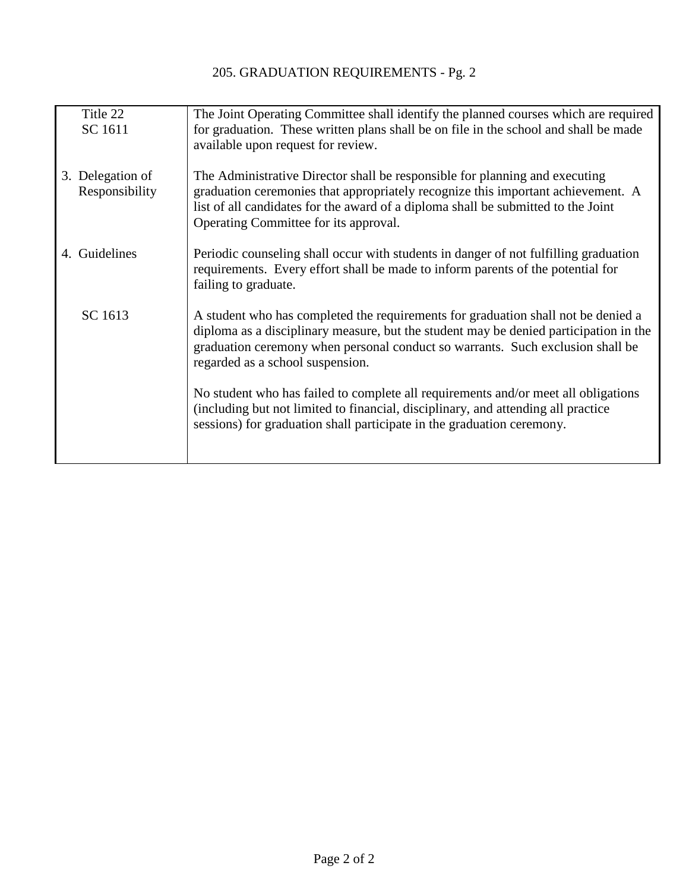205. GRADUATION REQUIREMENTS - Pg. 2

| | |
|---|---|
| Title 22<br>SC 1611 | The Joint Operating Committee shall identify the planned courses which are required for graduation. These written plans shall be on file in the school and shall be made available upon request for review. |
| 3. Delegation of Responsibility | The Administrative Director shall be responsible for planning and executing graduation ceremonies that appropriately recognize this important achievement. A list of all candidates for the award of a diploma shall be submitted to the Joint Operating Committee for its approval. |
| 4. Guidelines | Periodic counseling shall occur with students in danger of not fulfilling graduation requirements. Every effort shall be made to inform parents of the potential for failing to graduate. |
| SC 1613 | A student who has completed the requirements for graduation shall not be denied a diploma as a disciplinary measure, but the student may be denied participation in the graduation ceremony when personal conduct so warrants. Such exclusion shall be regarded as a school suspension.<br><br>No student who has failed to complete all requirements and/or meet all obligations (including but not limited to financial, disciplinary, and attending all practice sessions) for graduation shall participate in the graduation ceremony. |